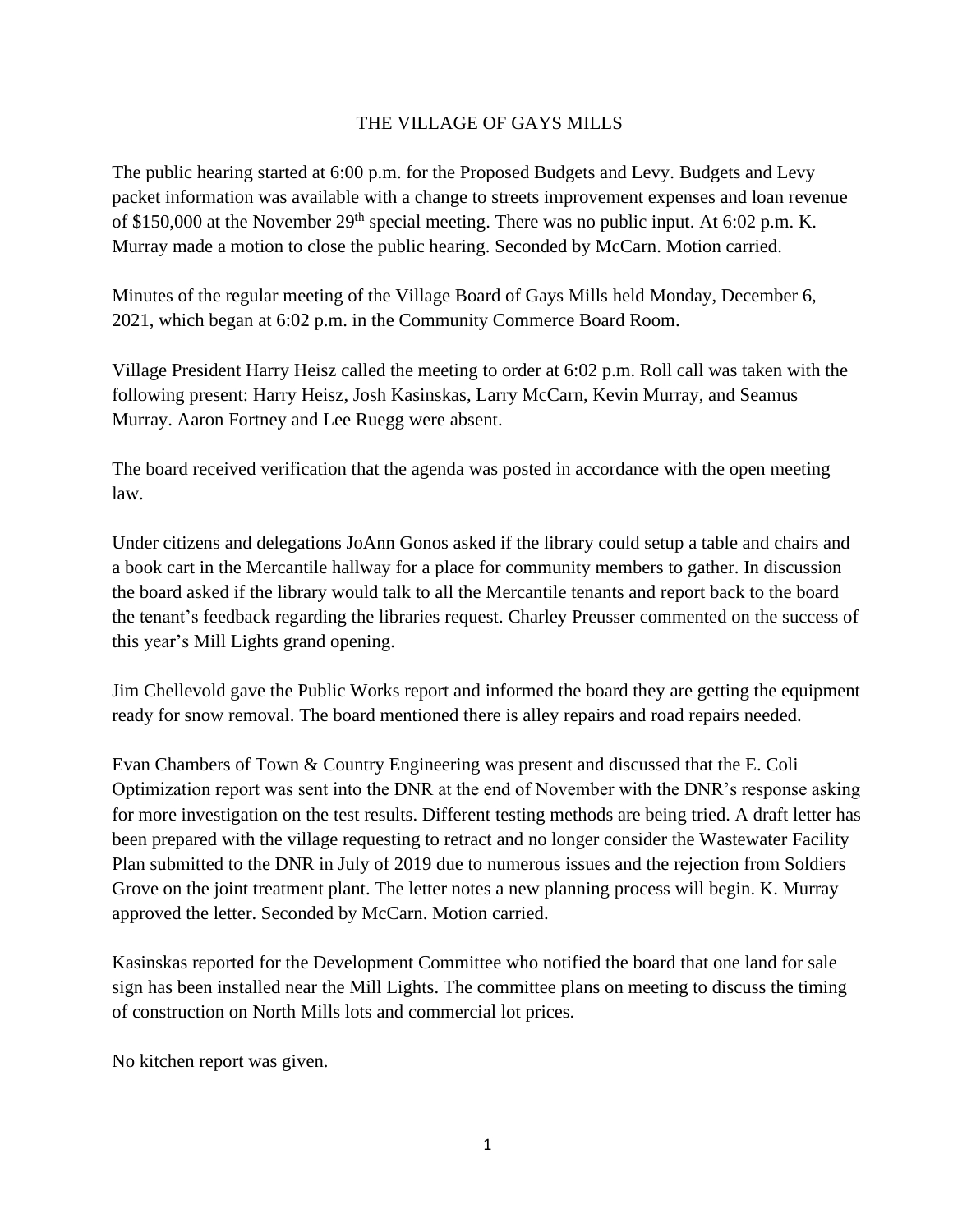# THE VILLAGE OF GAYS MILLS

The public hearing started at 6:00 p.m. for the Proposed Budgets and Levy. Budgets and Levy packet information was available with a change to streets improvement expenses and loan revenue of $150,000 at the November 29th special meeting. There was no public input. At 6:02 p.m. K. Murray made a motion to close the public hearing. Seconded by McCarn. Motion carried.

Minutes of the regular meeting of the Village Board of Gays Mills held Monday, December 6, 2021, which began at 6:02 p.m. in the Community Commerce Board Room.

Village President Harry Heisz called the meeting to order at 6:02 p.m. Roll call was taken with the following present: Harry Heisz, Josh Kasinskas, Larry McCarn, Kevin Murray, and Seamus Murray. Aaron Fortney and Lee Ruegg were absent.

The board received verification that the agenda was posted in accordance with the open meeting law.

Under citizens and delegations JoAnn Gonos asked if the library could setup a table and chairs and a book cart in the Mercantile hallway for a place for community members to gather. In discussion the board asked if the library would talk to all the Mercantile tenants and report back to the board the tenant's feedback regarding the libraries request. Charley Preusser commented on the success of this year's Mill Lights grand opening.

Jim Chellevold gave the Public Works report and informed the board they are getting the equipment ready for snow removal. The board mentioned there is alley repairs and road repairs needed.

Evan Chambers of Town & Country Engineering was present and discussed that the E. Coli Optimization report was sent into the DNR at the end of November with the DNR's response asking for more investigation on the test results. Different testing methods are being tried. A draft letter has been prepared with the village requesting to retract and no longer consider the Wastewater Facility Plan submitted to the DNR in July of 2019 due to numerous issues and the rejection from Soldiers Grove on the joint treatment plant. The letter notes a new planning process will begin. K. Murray approved the letter. Seconded by McCarn. Motion carried.

Kasinskas reported for the Development Committee who notified the board that one land for sale sign has been installed near the Mill Lights. The committee plans on meeting to discuss the timing of construction on North Mills lots and commercial lot prices.

No kitchen report was given.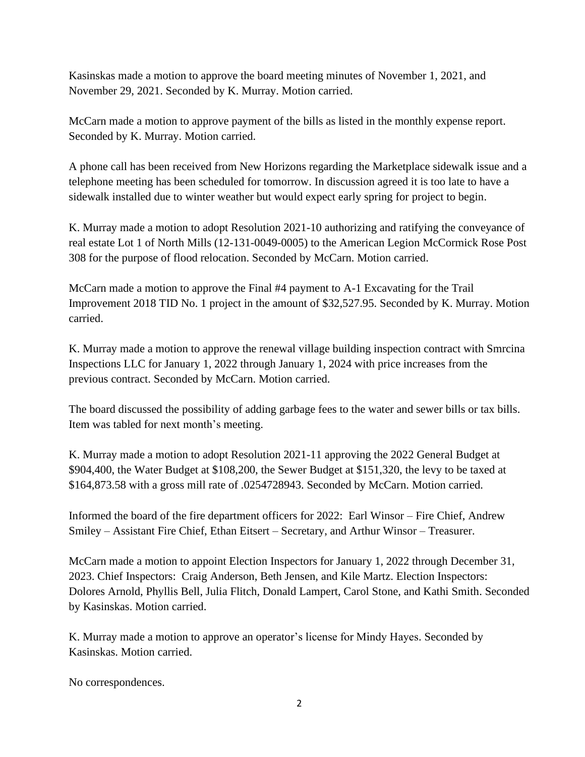Kasinskas made a motion to approve the board meeting minutes of November 1, 2021, and November 29, 2021. Seconded by K. Murray. Motion carried.

McCarn made a motion to approve payment of the bills as listed in the monthly expense report. Seconded by K. Murray. Motion carried.

A phone call has been received from New Horizons regarding the Marketplace sidewalk issue and a telephone meeting has been scheduled for tomorrow. In discussion agreed it is too late to have a sidewalk installed due to winter weather but would expect early spring for project to begin.

K. Murray made a motion to adopt Resolution 2021-10 authorizing and ratifying the conveyance of real estate Lot 1 of North Mills (12-131-0049-0005) to the American Legion McCormick Rose Post 308 for the purpose of flood relocation. Seconded by McCarn. Motion carried.

McCarn made a motion to approve the Final #4 payment to A-1 Excavating for the Trail Improvement 2018 TID No. 1 project in the amount of $32,527.95. Seconded by K. Murray. Motion carried.

K. Murray made a motion to approve the renewal village building inspection contract with Smrcina Inspections LLC for January 1, 2022 through January 1, 2024 with price increases from the previous contract. Seconded by McCarn. Motion carried.

The board discussed the possibility of adding garbage fees to the water and sewer bills or tax bills. Item was tabled for next month's meeting.

K. Murray made a motion to adopt Resolution 2021-11 approving the 2022 General Budget at $904,400, the Water Budget at $108,200, the Sewer Budget at $151,320, the levy to be taxed at $164,873.58 with a gross mill rate of .0254728943. Seconded by McCarn. Motion carried.

Informed the board of the fire department officers for 2022: Earl Winsor – Fire Chief, Andrew Smiley – Assistant Fire Chief, Ethan Eitsert – Secretary, and Arthur Winsor – Treasurer.

McCarn made a motion to appoint Election Inspectors for January 1, 2022 through December 31, 2023. Chief Inspectors: Craig Anderson, Beth Jensen, and Kile Martz. Election Inspectors: Dolores Arnold, Phyllis Bell, Julia Flitch, Donald Lampert, Carol Stone, and Kathi Smith. Seconded by Kasinskas. Motion carried.

K. Murray made a motion to approve an operator's license for Mindy Hayes. Seconded by Kasinskas. Motion carried.

No correspondences.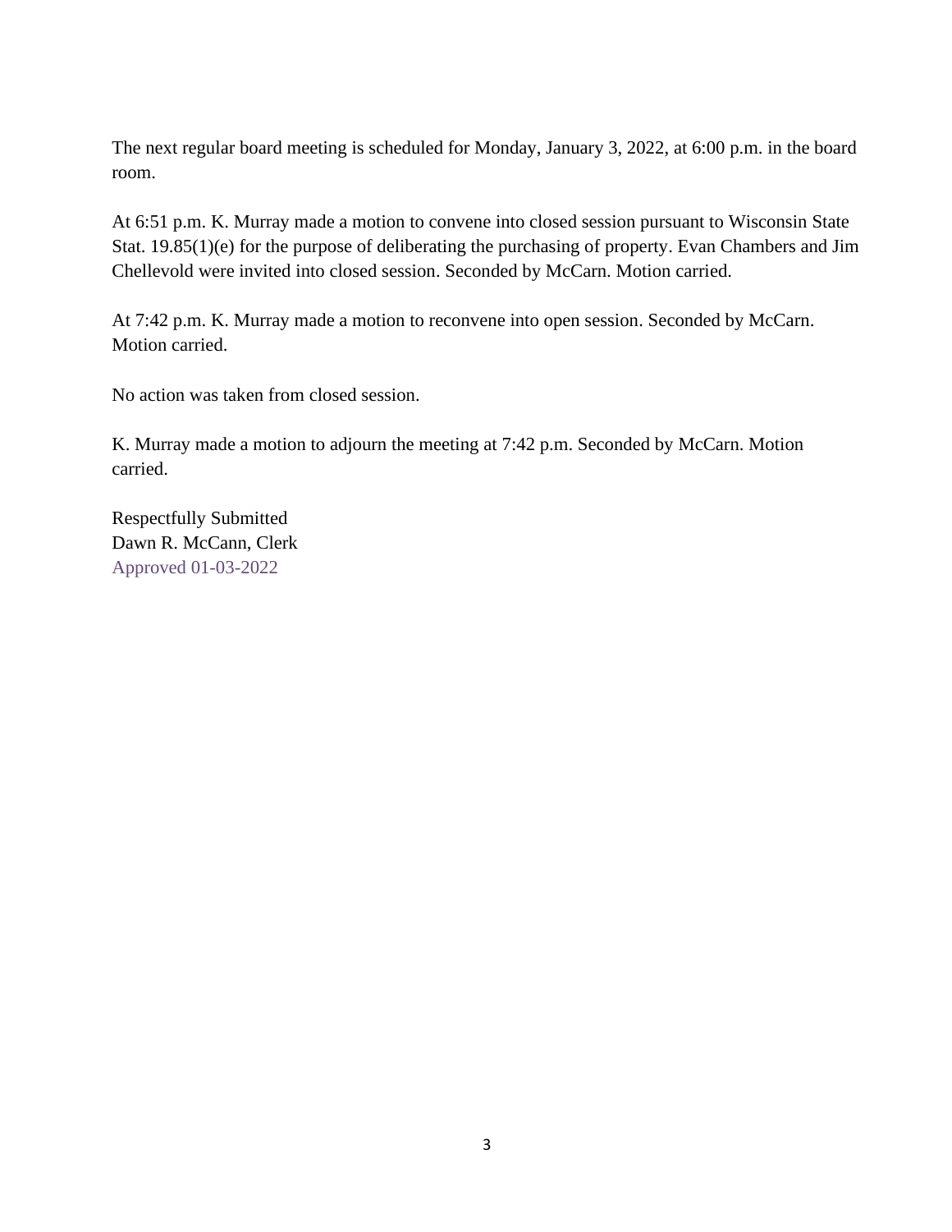The next regular board meeting is scheduled for Monday, January 3, 2022, at 6:00 p.m. in the board room.

At 6:51 p.m. K. Murray made a motion to convene into closed session pursuant to Wisconsin State Stat. 19.85(1)(e) for the purpose of deliberating the purchasing of property. Evan Chambers and Jim Chellevold were invited into closed session. Seconded by McCarn. Motion carried.

At 7:42 p.m. K. Murray made a motion to reconvene into open session. Seconded by McCarn. Motion carried.

No action was taken from closed session.

K. Murray made a motion to adjourn the meeting at 7:42 p.m. Seconded by McCarn. Motion carried.

Respectfully Submitted
Dawn R. McCann, Clerk
Approved 01-03-2022